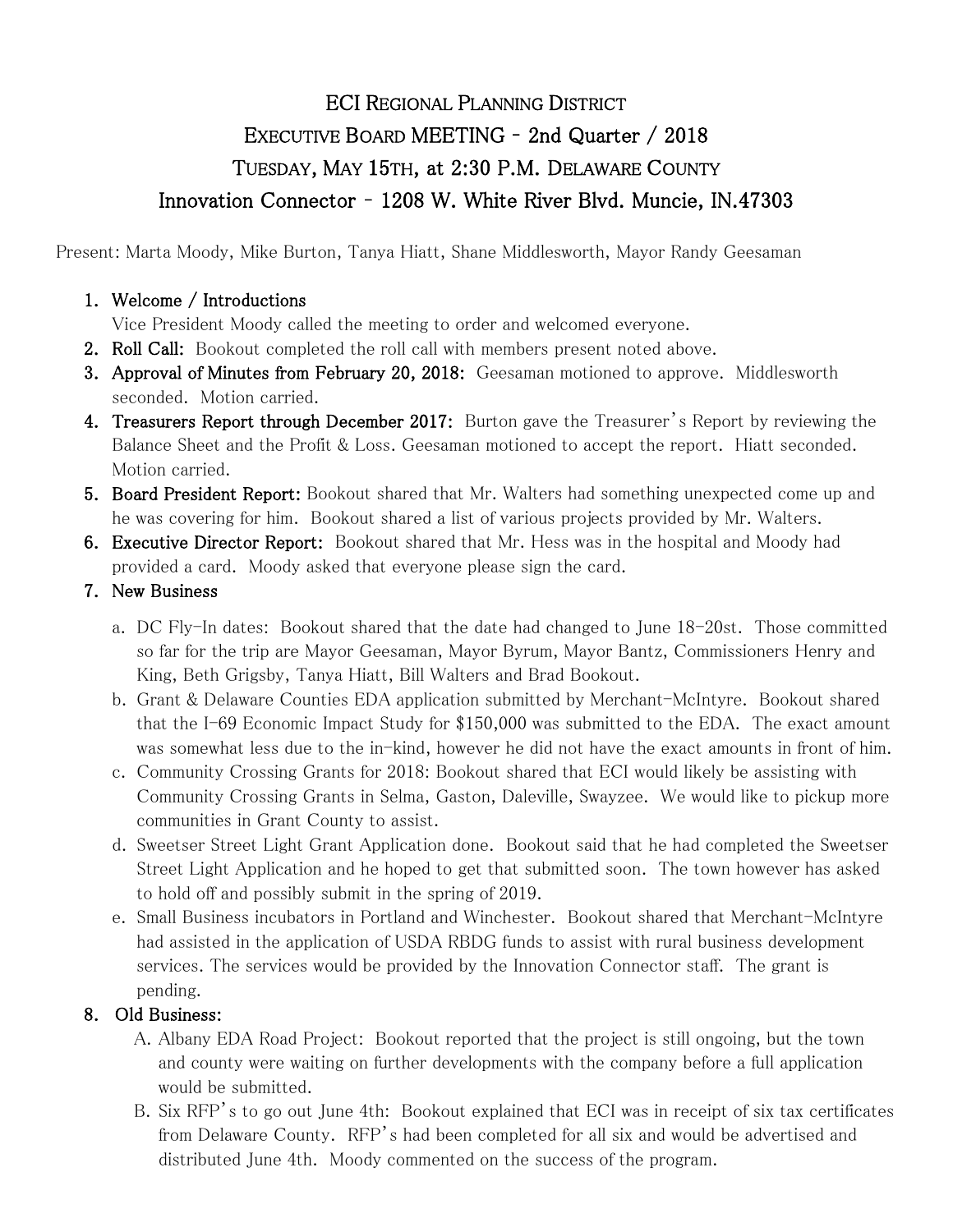# ECI Regional Planning District

## Executive Board MEETING - 2nd Quarter / 2018

## Tuesday, May 15th, at 2:30 P.M. Delaware County

## Innovation Connector - 1208 W. White River Blvd. Muncie, IN.47303

Present: Marta Moody, Mike Burton, Tanya Hiatt, Shane Middlesworth, Mayor Randy Geesaman

1. **Welcome / Introductions**
   Vice President Moody called the meeting to order and welcomed everyone.
2. **Roll Call:** Bookout completed the roll call with members present noted above.
3. **Approval of Minutes from February 20, 2018:** Geesaman motioned to approve. Middlesworth seconded. Motion carried.
4. **Treasurers Report through December 2017:** Burton gave the Treasurer's Report by reviewing the Balance Sheet and the Profit & Loss. Geesaman motioned to accept the report. Hiatt seconded. Motion carried.
5. **Board President Report:** Bookout shared that Mr. Walters had something unexpected come up and he was covering for him. Bookout shared a list of various projects provided by Mr. Walters.
6. **Executive Director Report:** Bookout shared that Mr. Hess was in the hospital and Moody had provided a card. Moody asked that everyone please sign the card.
7. **New Business**
   a. DC Fly-In dates: Bookout shared that the date had changed to June 18-20st. Those committed so far for the trip are Mayor Geesaman, Mayor Byrum, Mayor Bantz, Commissioners Henry and King, Beth Grigsby, Tanya Hiatt, Bill Walters and Brad Bookout.
   b. Grant & Delaware Counties EDA application submitted by Merchant-McIntyre. Bookout shared that the I-69 Economic Impact Study for $150,000 was submitted to the EDA. The exact amount was somewhat less due to the in-kind, however he did not have the exact amounts in front of him.
   c. Community Crossing Grants for 2018: Bookout shared that ECI would likely be assisting with Community Crossing Grants in Selma, Gaston, Daleville, Swayzee. We would like to pickup more communities in Grant County to assist.
   d. Sweetser Street Light Grant Application done. Bookout said that he had completed the Sweetser Street Light Application and he hoped to get that submitted soon. The town however has asked to hold off and possibly submit in the spring of 2019.
   e. Small Business incubators in Portland and Winchester. Bookout shared that Merchant-McIntyre had assisted in the application of USDA RBDG funds to assist with rural business development services. The services would be provided by the Innovation Connector staff. The grant is pending.
8. **Old Business:**
   A. Albany EDA Road Project: Bookout reported that the project is still ongoing, but the town and county were waiting on further developments with the company before a full application would be submitted.
   B. Six RFP's to go out June 4th: Bookout explained that ECI was in receipt of six tax certificates from Delaware County. RFP's had been completed for all six and would be advertised and distributed June 4th. Moody commented on the success of the program.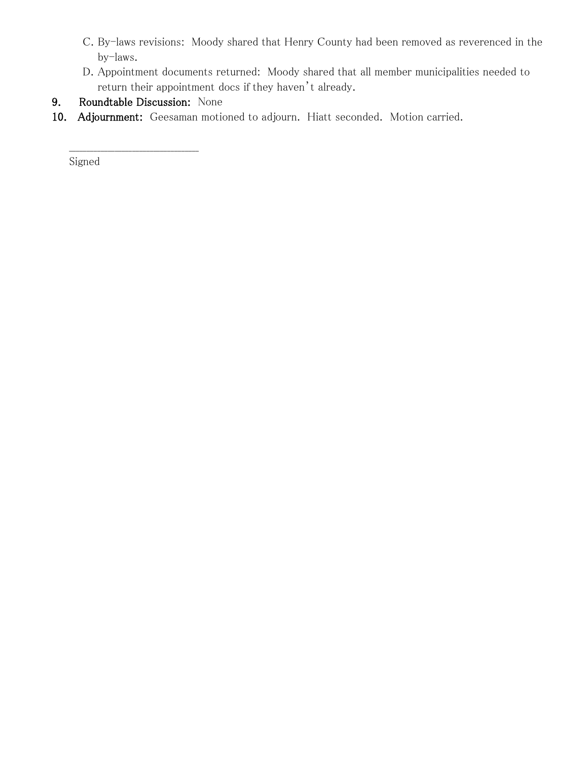C. By-laws revisions: Moody shared that Henry County had been removed as reverenced in the by-laws.

D. Appointment documents returned: Moody shared that all member municipalities needed to return their appointment docs if they haven't already.

9. **Roundtable Discussion:** None

10. **Adjournment:** Geesaman motioned to adjourn. Hiatt seconded. Motion carried.

_________________________

Signed